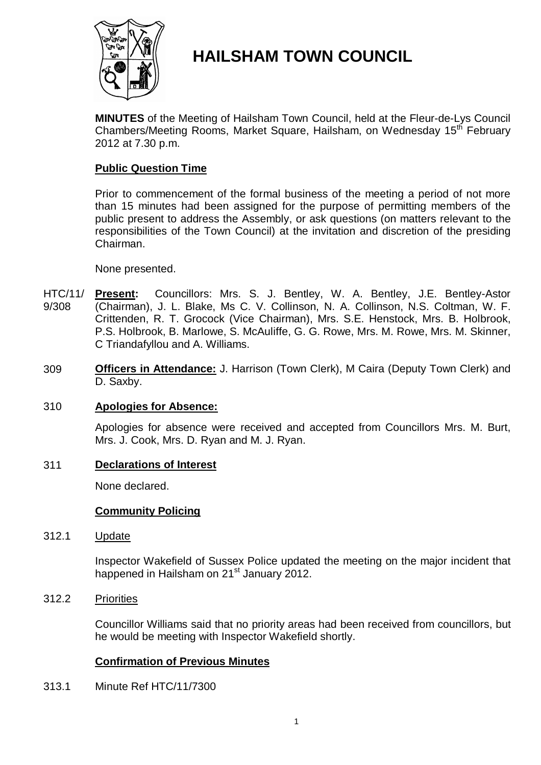# HAILSHAM TOWN COUNCIL

**MINUTES** of the Meeting of Hailsham Town Council, held at the Fleur-de-Lys Council Chambers/Meeting Rooms, Market Square, Hailsham, on Wednesday 15th February 2012 at 7.30 p.m.

**Public Question Time**

Prior to commencement of the formal business of the meeting a period of not more than 15 minutes had been assigned for the purpose of permitting members of the public present to address the Assembly, or ask questions (on matters relevant to the responsibilities of the Town Council) at the invitation and discretion of the presiding Chairman.

None presented.

HTC/11/9/308 **Present:** Councillors: Mrs. S. J. Bentley, W. A. Bentley, J.E. Bentley-Astor (Chairman), J. L. Blake, Ms C. V. Collinson, N. A. Collinson, N.S. Coltman, W. F. Crittenden, R. T. Grocock (Vice Chairman), Mrs. S.E. Henstock, Mrs. B. Holbrook, P.S. Holbrook, B. Marlowe, S. McAuliffe, G. G. Rowe, Mrs. M. Rowe, Mrs. M. Skinner, C Triandafyllou and A. Williams.

309 **Officers in Attendance:** J. Harrison (Town Clerk), M Caira (Deputy Town Clerk) and D. Saxby.

310 **Apologies for Absence:**

Apologies for absence were received and accepted from Councillors Mrs. M. Burt, Mrs. J. Cook, Mrs. D. Ryan and M. J. Ryan.

311 **Declarations of Interest**

None declared.

**Community Policing**

312.1 Update

Inspector Wakefield of Sussex Police updated the meeting on the major incident that happened in Hailsham on 21st January 2012.

312.2 Priorities

Councillor Williams said that no priority areas had been received from councillors, but he would be meeting with Inspector Wakefield shortly.

**Confirmation of Previous Minutes**

313.1 Minute Ref HTC/11/7300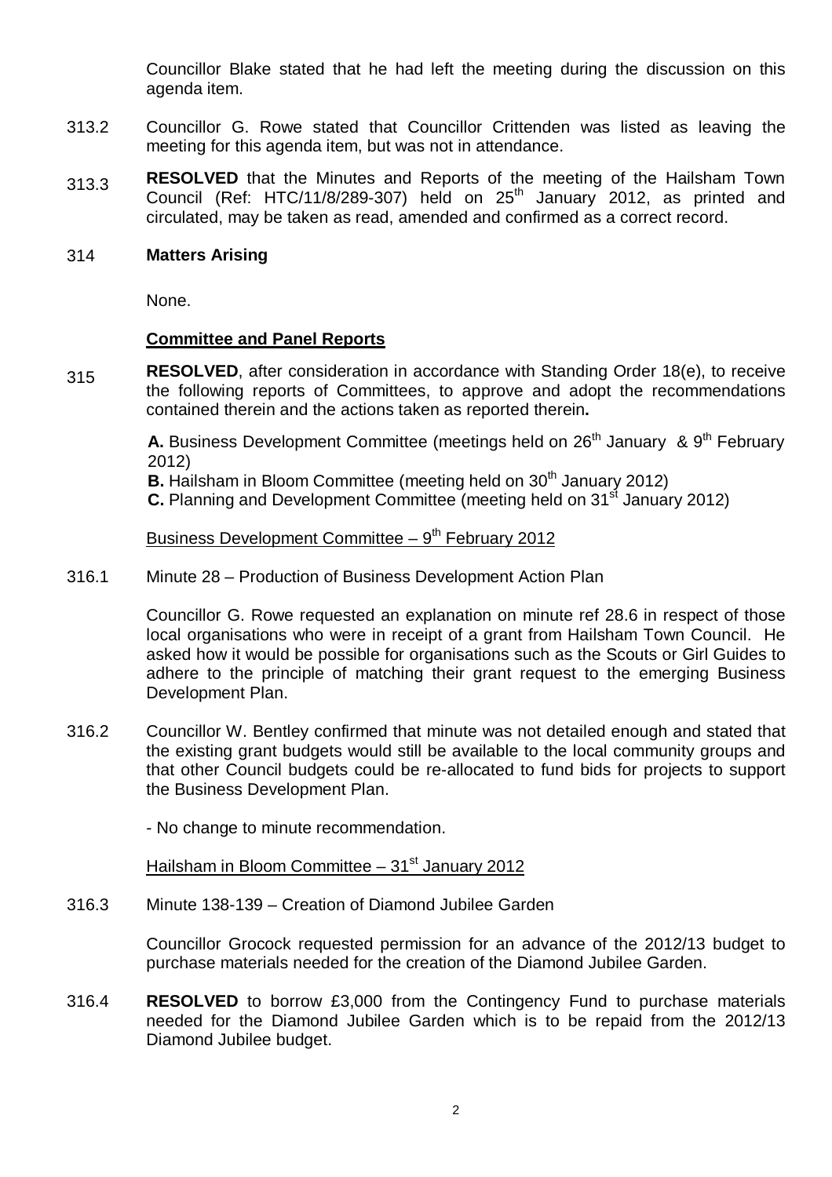Councillor Blake stated that he had left the meeting during the discussion on this agenda item.

313.2 Councillor G. Rowe stated that Councillor Crittenden was listed as leaving the meeting for this agenda item, but was not in attendance.

313.3 **RESOLVED** that the Minutes and Reports of the meeting of the Hailsham Town Council (Ref: HTC/11/8/289-307) held on 25th January 2012, as printed and circulated, may be taken as read, amended and confirmed as a correct record.

314 **Matters Arising**

None.

**Committee and Panel Reports**

315 **RESOLVED**, after consideration in accordance with Standing Order 18(e), to receive the following reports of Committees, to approve and adopt the recommendations contained therein and the actions taken as reported therein**.**

**A.** Business Development Committee (meetings held on 26th January & 9th February 2012)
**B.** Hailsham in Bloom Committee (meeting held on 30th January 2012)
**C.** Planning and Development Committee (meeting held on 31st January 2012)

Business Development Committee – 9th February 2012

316.1 Minute 28 – Production of Business Development Action Plan

Councillor G. Rowe requested an explanation on minute ref 28.6 in respect of those local organisations who were in receipt of a grant from Hailsham Town Council. He asked how it would be possible for organisations such as the Scouts or Girl Guides to adhere to the principle of matching their grant request to the emerging Business Development Plan.

316.2 Councillor W. Bentley confirmed that minute was not detailed enough and stated that the existing grant budgets would still be available to the local community groups and that other Council budgets could be re-allocated to fund bids for projects to support the Business Development Plan.

- No change to minute recommendation.

Hailsham in Bloom Committee – 31st January 2012

316.3 Minute 138-139 – Creation of Diamond Jubilee Garden

Councillor Grocock requested permission for an advance of the 2012/13 budget to purchase materials needed for the creation of the Diamond Jubilee Garden.

316.4 **RESOLVED** to borrow £3,000 from the Contingency Fund to purchase materials needed for the Diamond Jubilee Garden which is to be repaid from the 2012/13 Diamond Jubilee budget.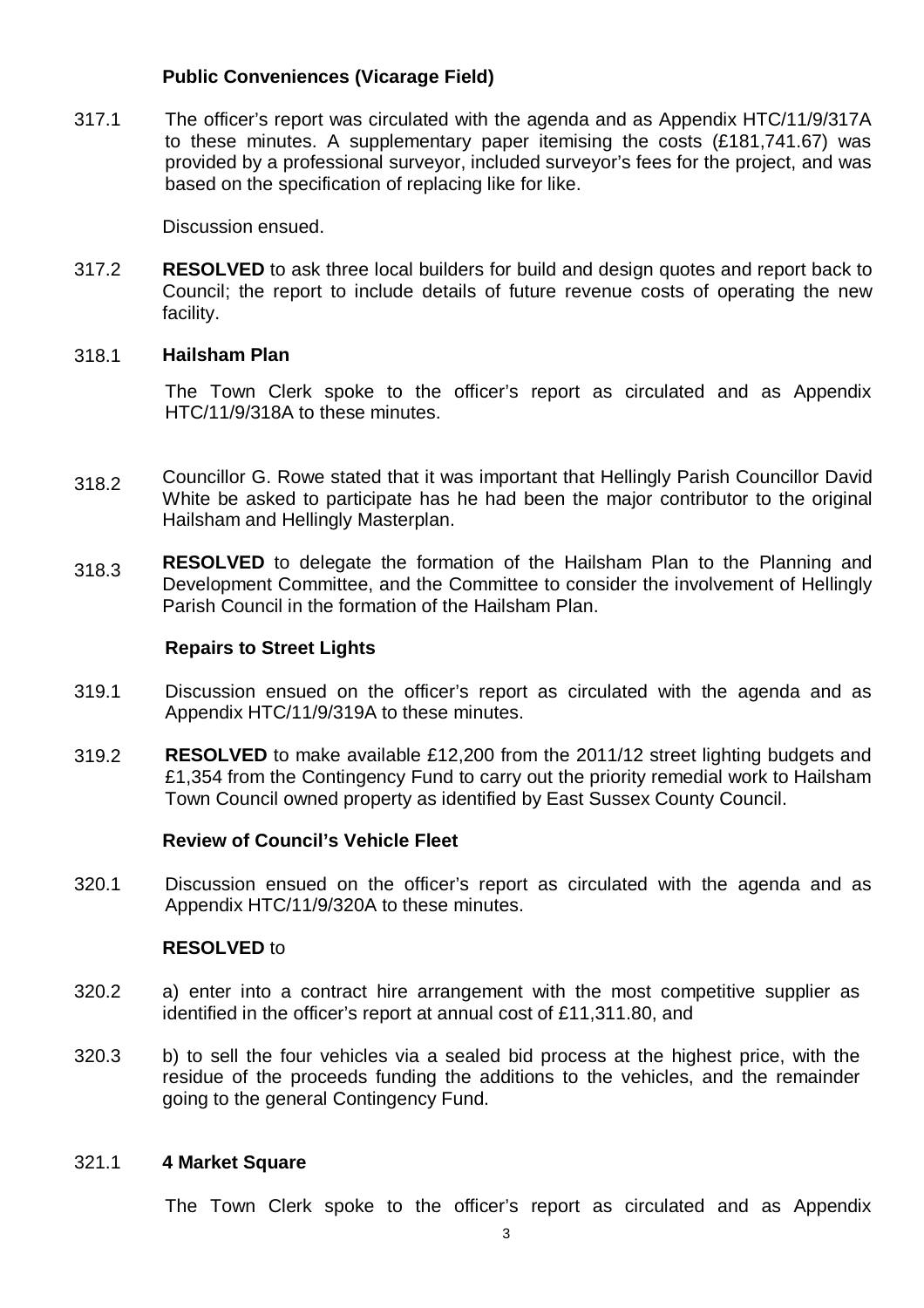**Public Conveniences (Vicarage Field)**

317.1 The officer's report was circulated with the agenda and as Appendix HTC/11/9/317A to these minutes. A supplementary paper itemising the costs (£181,741.67) was provided by a professional surveyor, included surveyor's fees for the project, and was based on the specification of replacing like for like.

Discussion ensued.

317.2 **RESOLVED** to ask three local builders for build and design quotes and report back to Council; the report to include details of future revenue costs of operating the new facility.

318.1 **Hailsham Plan**

The Town Clerk spoke to the officer's report as circulated and as Appendix HTC/11/9/318A to these minutes.

318.2 Councillor G. Rowe stated that it was important that Hellingly Parish Councillor David White be asked to participate has he had been the major contributor to the original Hailsham and Hellingly Masterplan.

318.3 **RESOLVED** to delegate the formation of the Hailsham Plan to the Planning and Development Committee, and the Committee to consider the involvement of Hellingly Parish Council in the formation of the Hailsham Plan.

**Repairs to Street Lights**

319.1 Discussion ensued on the officer's report as circulated with the agenda and as Appendix HTC/11/9/319A to these minutes.

319.2 **RESOLVED** to make available £12,200 from the 2011/12 street lighting budgets and £1,354 from the Contingency Fund to carry out the priority remedial work to Hailsham Town Council owned property as identified by East Sussex County Council.

**Review of Council's Vehicle Fleet**

320.1 Discussion ensued on the officer's report as circulated with the agenda and as Appendix HTC/11/9/320A to these minutes.

**RESOLVED** to

320.2 a) enter into a contract hire arrangement with the most competitive supplier as identified in the officer's report at annual cost of £11,311.80, and

320.3 b) to sell the four vehicles via a sealed bid process at the highest price, with the residue of the proceeds funding the additions to the vehicles, and the remainder going to the general Contingency Fund.

321.1 **4 Market Square**

The Town Clerk spoke to the officer's report as circulated and as Appendix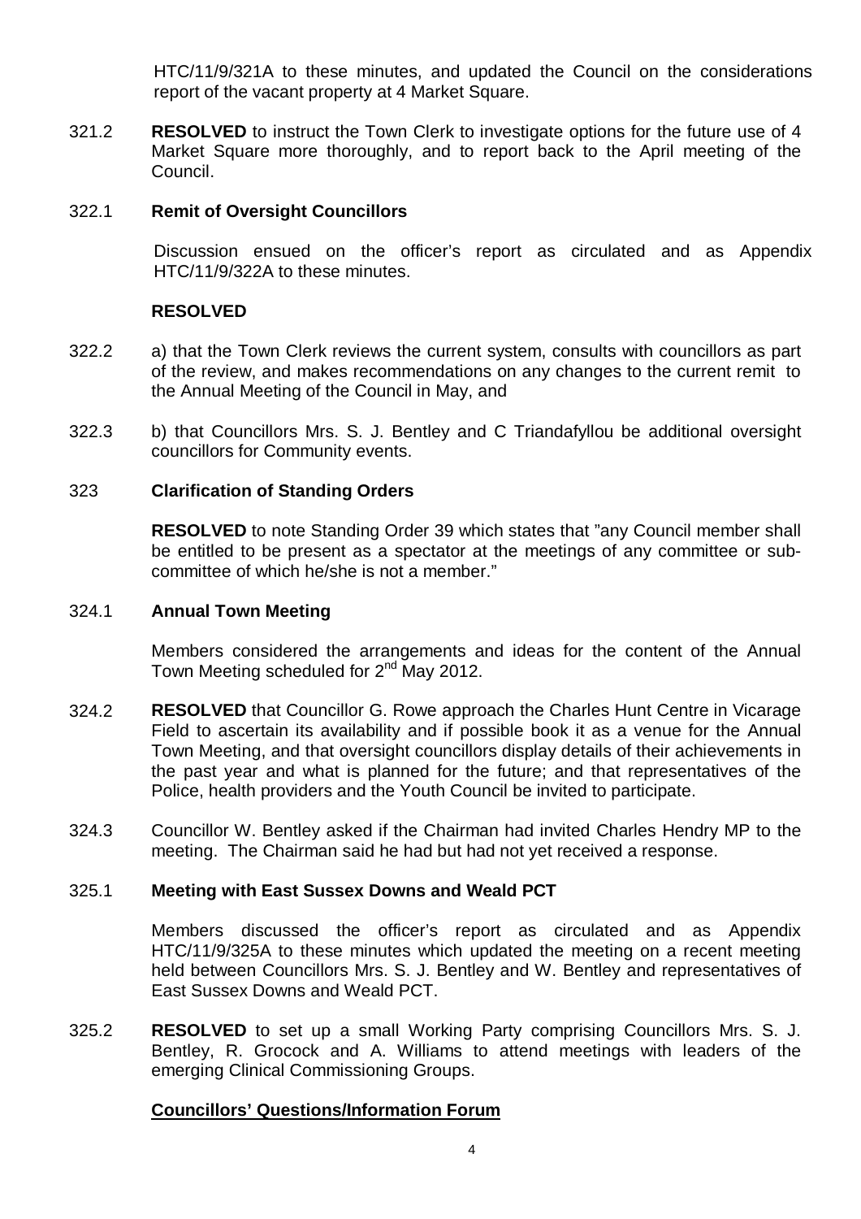HTC/11/9/321A to these minutes, and updated the Council on the considerations report of the vacant property at 4 Market Square.

321.2 **RESOLVED** to instruct the Town Clerk to investigate options for the future use of 4 Market Square more thoroughly, and to report back to the April meeting of the Council.

322.1 **Remit of Oversight Councillors**

Discussion ensued on the officer's report as circulated and as Appendix HTC/11/9/322A to these minutes.

**RESOLVED**

322.2 a) that the Town Clerk reviews the current system, consults with councillors as part of the review, and makes recommendations on any changes to the current remit to the Annual Meeting of the Council in May, and

322.3 b) that Councillors Mrs. S. J. Bentley and C Triandafyllou be additional oversight councillors for Community events.

323 **Clarification of Standing Orders**

**RESOLVED** to note Standing Order 39 which states that "any Council member shall be entitled to be present as a spectator at the meetings of any committee or sub-committee of which he/she is not a member."

324.1 **Annual Town Meeting**

Members considered the arrangements and ideas for the content of the Annual Town Meeting scheduled for 2nd May 2012.

324.2 **RESOLVED** that Councillor G. Rowe approach the Charles Hunt Centre in Vicarage Field to ascertain its availability and if possible book it as a venue for the Annual Town Meeting, and that oversight councillors display details of their achievements in the past year and what is planned for the future; and that representatives of the Police, health providers and the Youth Council be invited to participate.

324.3 Councillor W. Bentley asked if the Chairman had invited Charles Hendry MP to the meeting. The Chairman said he had but had not yet received a response.

325.1 **Meeting with East Sussex Downs and Weald PCT**

Members discussed the officer's report as circulated and as Appendix HTC/11/9/325A to these minutes which updated the meeting on a recent meeting held between Councillors Mrs. S. J. Bentley and W. Bentley and representatives of East Sussex Downs and Weald PCT.

325.2 **RESOLVED** to set up a small Working Party comprising Councillors Mrs. S. J. Bentley, R. Grocock and A. Williams to attend meetings with leaders of the emerging Clinical Commissioning Groups.

**Councillors' Questions/Information Forum**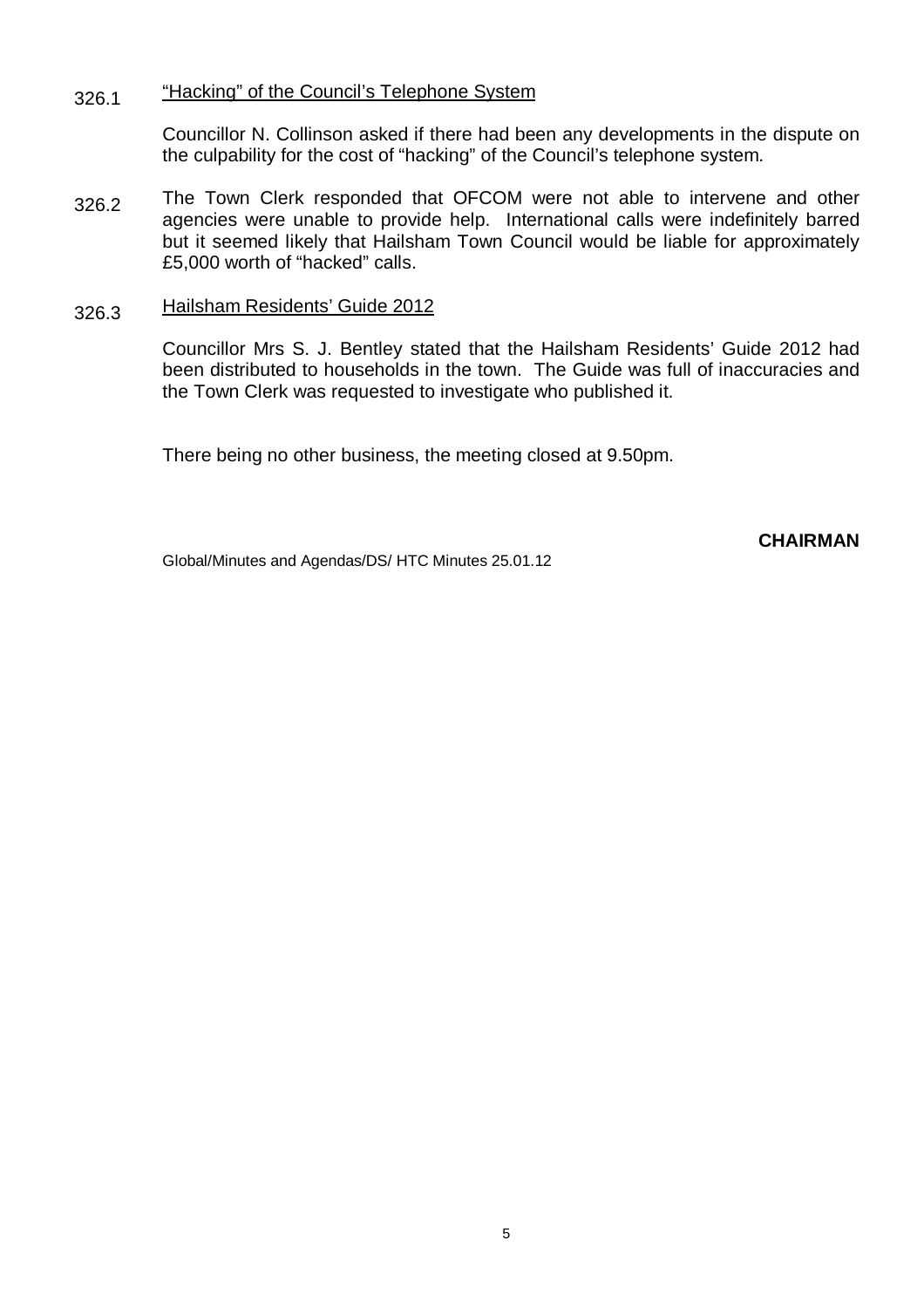326.1 <u>"Hacking" of the Council's Telephone System</u>

Councillor N. Collinson asked if there had been any developments in the dispute on the culpability for the cost of "hacking" of the Council's telephone system.

326.2 The Town Clerk responded that OFCOM were not able to intervene and other agencies were unable to provide help. International calls were indefinitely barred but it seemed likely that Hailsham Town Council would be liable for approximately £5,000 worth of "hacked" calls.

326.3 <u>Hailsham Residents' Guide 2012</u>

Councillor Mrs S. J. Bentley stated that the Hailsham Residents' Guide 2012 had been distributed to households in the town. The Guide was full of inaccuracies and the Town Clerk was requested to investigate who published it.

There being no other business, the meeting closed at 9.50pm.

**CHAIRMAN**

Global/Minutes and Agendas/DS/ HTC Minutes 25.01.12